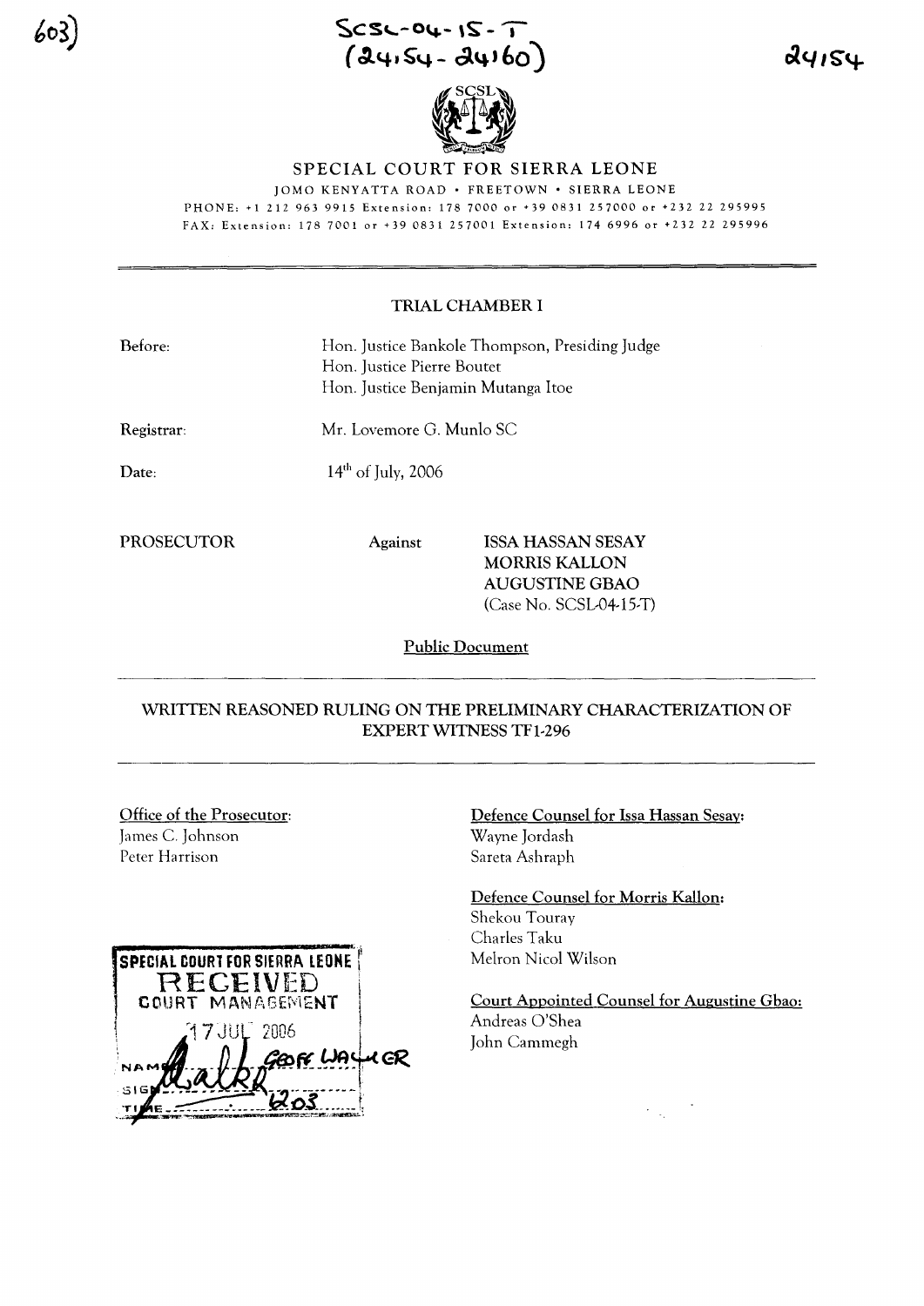SCSL-04-15-T
(24154-24160)

24154

# SPECIAL COURT FOR SIERRA LEONE

JOMO KENYATTA ROAD • FREETOWN • SIERRA LEONE

PHONE: +1 212 963 9915 Extension: 178 7000 or +39 0831 257000 or +232 22 295995

FAX: Extension: 178 7001 or +39 0831 257001 Extension: 174 6996 or +232 22 295996

## TRIAL CHAMBER I

| | |
|---|---|
| Before: | Hon. Justice Bankole Thompson, Presiding Judge<br>Hon. Justice Pierre Boutet<br>Hon. Justice Benjamin Mutanga Itoe |
| Registrar: | Mr. Lovemore G. Munlo SC |
| Date: | 14th of July, 2006 |

PROSECUTOR Against ISSA HASSAN SESAY
MORRIS KALLON
AUGUSTINE GBAO
(Case No. SCSL-04-15-T)

Public Document

## WRITTEN REASONED RULING ON THE PRELIMINARY CHARACTERIZATION OF EXPERT WITNESS TF1-296

Office of the Prosecutor:
James C. Johnson
Peter Harrison

Defence Counsel for Issa Hassan Sesay:
Wayne Jordash
Sareta Ashraph

Defence Counsel for Morris Kallon:
Shekou Touray
Charles Taku
Melron Nicol Wilson

Court Appointed Counsel for Augustine Gbao:
Andreas O'Shea
John Cammegh

SPECIAL COURT FOR SIERRA LEONE
RECEIVED
COURT MANAGEMENT
17 JUL 2006
NAME GEOFF WALKER
TIME 12:03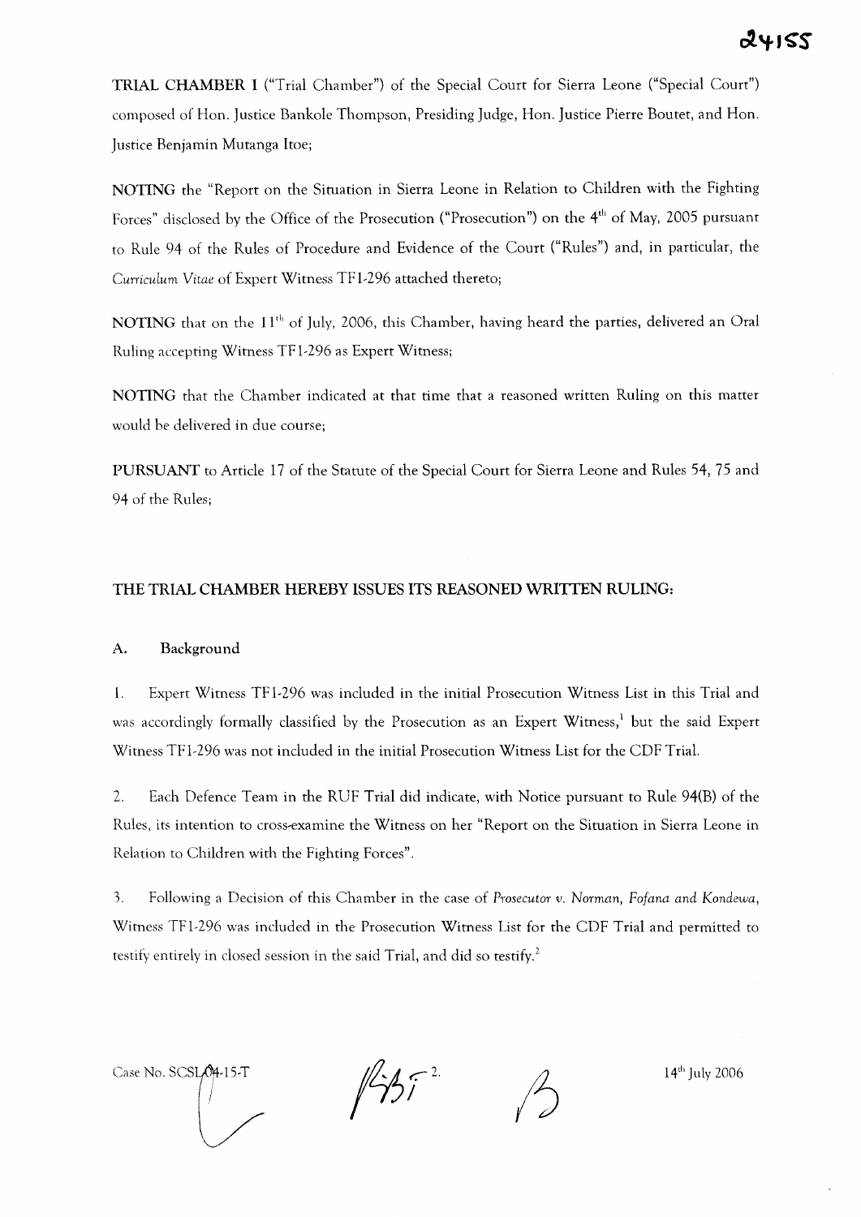**TRIAL CHAMBER I** ("Trial Chamber") of the Special Court for Sierra Leone ("Special Court") composed of Hon. Justice Bankole Thompson, Presiding Judge, Hon. Justice Pierre Boutet, and Hon. Justice Benjamin Mutanga Itoe;

**NOTING** the "Report on the Situation in Sierra Leone in Relation to Children with the Fighting Forces" disclosed by the Office of the Prosecution ("Prosecution") on the 4th of May, 2005 pursuant to Rule 94 of the Rules of Procedure and Evidence of the Court ("Rules") and, in particular, the *Curriculum Vitae* of Expert Witness TF1-296 attached thereto;

**NOTING** that on the 11th of July, 2006, this Chamber, having heard the parties, delivered an Oral Ruling accepting Witness TF1-296 as Expert Witness;

**NOTING** that the Chamber indicated at that time that a reasoned written Ruling on this matter would be delivered in due course;

**PURSUANT** to Article 17 of the Statute of the Special Court for Sierra Leone and Rules 54, 75 and 94 of the Rules;

## THE TRIAL CHAMBER HEREBY ISSUES ITS REASONED WRITTEN RULING:

### A. Background

1. Expert Witness TF1-296 was included in the initial Prosecution Witness List in this Trial and was accordingly formally classified by the Prosecution as an Expert Witness,[1] but the said Expert Witness TF1-296 was not included in the initial Prosecution Witness List for the CDF Trial.

2. Each Defence Team in the RUF Trial did indicate, with Notice pursuant to Rule 94(B) of the Rules, its intention to cross-examine the Witness on her "Report on the Situation in Sierra Leone in Relation to Children with the Fighting Forces".

3. Following a Decision of this Chamber in the case of *Prosecutor v. Norman, Fofana and Kondewa*, Witness TF1-296 was included in the Prosecution Witness List for the CDF Trial and permitted to testify entirely in closed session in the said Trial, and did so testify.[2]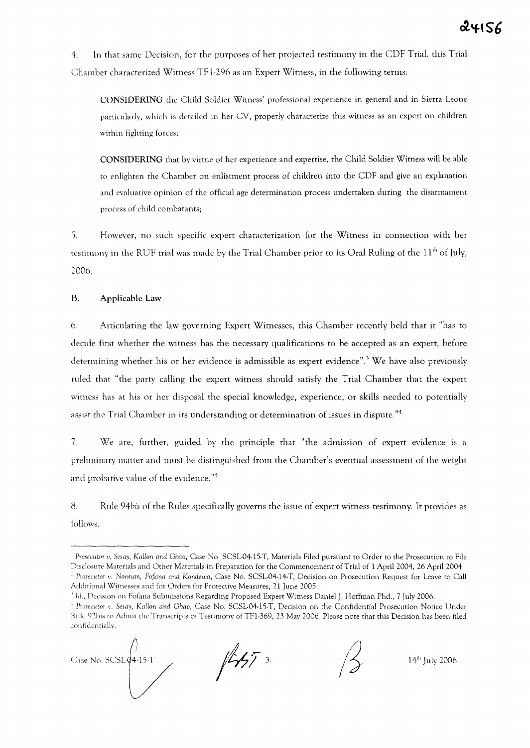4. In that same Decision, for the purposes of her projected testimony in the CDF Trial, this Trial Chamber characterized Witness TF1-296 as an Expert Witness, in the following terms:

> **CONSIDERING** the Child Soldier Witness' professional experience in general and in Sierra Leone particularly, which is detailed in her CV, properly characterize this witness as an expert on children within fighting forces;
>
> **CONSIDERING** that by virtue of her experience and expertise, the Child Soldier Witness will be able to enlighten the Chamber on enlistment process of children into the CDF and give an explanation and evaluative opinion of the official age determination process undertaken during the disarmament process of child combatants;

5. However, no such specific expert characterization for the Witness in connection with her testimony in the RUF trial was made by the Trial Chamber prior to its Oral Ruling of the 11th of July, 2006.

## B. Applicable Law

6. Articulating the law governing Expert Witnesses, this Chamber recently held that it "has to decide first whether the witness has the necessary qualifications to be accepted as an expert, before determining whether his or her evidence is admissible as expert evidence".[3] We have also previously ruled that "the party calling the expert witness should satisfy the Trial Chamber that the expert witness has at his or her disposal the special knowledge, experience, or skills needed to potentially assist the Trial Chamber in its understanding or determination of issues in dispute."[4]

7. We are, further, guided by the principle that "the admission of expert evidence is a preliminary matter and must be distinguished from the Chamber's eventual assessment of the weight and probative value of the evidence."[5]

8. Rule 94*bis* of the Rules specifically governs the issue of expert witness testimony. It provides as follows:

---

[1] *Prosecutor v. Sesay, Kallon and Gbao*, Case No. SCSL-04-15-T, Materials Filed pursuant to Order to the Prosecution to File Disclosure Materials and Other Materials in Preparation for the Commencement of Trial of 1 April 2004, 26 April 2004.

[2] *Prosecutor v. Norman, Fofana and Kondewa*, Case No. SCSL-04-14-T, Decision on Prosecution Request for Leave to Call Additional Witnesses and for Orders for Protective Measures, 21 June 2005.

[3] *Id.*, Decision on Fofana Submissions Regarding Proposed Expert Witness Daniel J. Hoffman Phd., 7 July 2006.

[4] *Prosecutor v. Sesay, Kallon and Gbao*, Case No. SCSL-04-15-T, Decision on the Confidential Prosecution Notice Under Rule 92bis to Admit the Transcripts of Testimony of TF1-369, 23 May 2006. Please note that this Decision has been filed confidentially.

Case No. SCSL-04-15-T 14th July 2006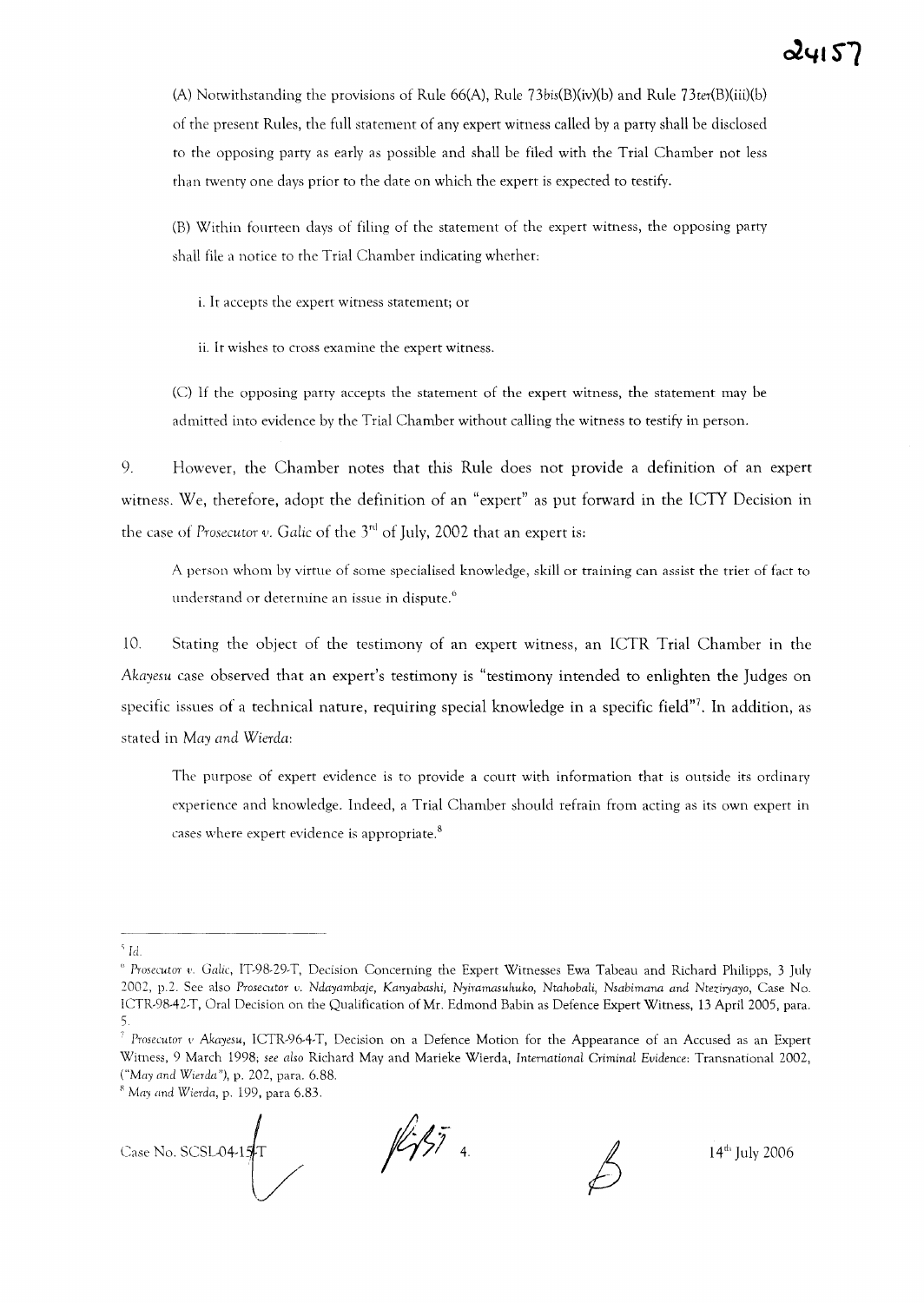(A) Notwithstanding the provisions of Rule 66(A), Rule 73*bis*(B)(iv)(b) and Rule 73*ter*(B)(iii)(b) of the present Rules, the full statement of any expert witness called by a party shall be disclosed to the opposing party as early as possible and shall be filed with the Trial Chamber not less than twenty one days prior to the date on which the expert is expected to testify.

(B) Within fourteen days of filing of the statement of the expert witness, the opposing party shall file a notice to the Trial Chamber indicating whether:

i. It accepts the expert witness statement; or

ii. It wishes to cross examine the expert witness.

(C) If the opposing party accepts the statement of the expert witness, the statement may be admitted into evidence by the Trial Chamber without calling the witness to testify in person.

9. However, the Chamber notes that this Rule does not provide a definition of an expert witness. We, therefore, adopt the definition of an "expert" as put forward in the ICTY Decision in the case of *Prosecutor v. Galic* of the 3rd of July, 2002 that an expert is:

> A person whom by virtue of some specialised knowledge, skill or training can assist the trier of fact to understand or determine an issue in dispute.[6]

10. Stating the object of the testimony of an expert witness, an ICTR Trial Chamber in the *Akayesu* case observed that an expert's testimony is "testimony intended to enlighten the Judges on specific issues of a technical nature, requiring special knowledge in a specific field"[7]. In addition, as stated in *May and Wierda*:

> The purpose of expert evidence is to provide a court with information that is outside its ordinary experience and knowledge. Indeed, a Trial Chamber should refrain from acting as its own expert in cases where expert evidence is appropriate.[8]

---

[5] *Id.*

[6] *Prosecutor v. Galic*, IT-98-29-T, Decision Concerning the Expert Witnesses Ewa Tabeau and Richard Philipps, 3 July 2002, p.2. See also *Prosecutor v. Ndayambaje, Kanyabashi, Nyiramasuhuko, Ntahobali, Nsabimana and Nteziryayo*, Case No. ICTR-98-42-T, Oral Decision on the Qualification of Mr. Edmond Babin as Defence Expert Witness, 13 April 2005, para. 5.

[7] *Prosecutor v Akayesu*, ICTR-96-4-T, Decision on a Defence Motion for the Appearance of an Accused as an Expert Witness, 9 March 1998; *see also* Richard May and Marieke Wierda, *International Criminal Evidence*: Transnational 2002, ("*May and Wierda*"), p. 202, para. 6.88.

[8] *May and Wierda*, p. 199, para 6.83.

Case No. SCSL-04-15-T 14th July 2006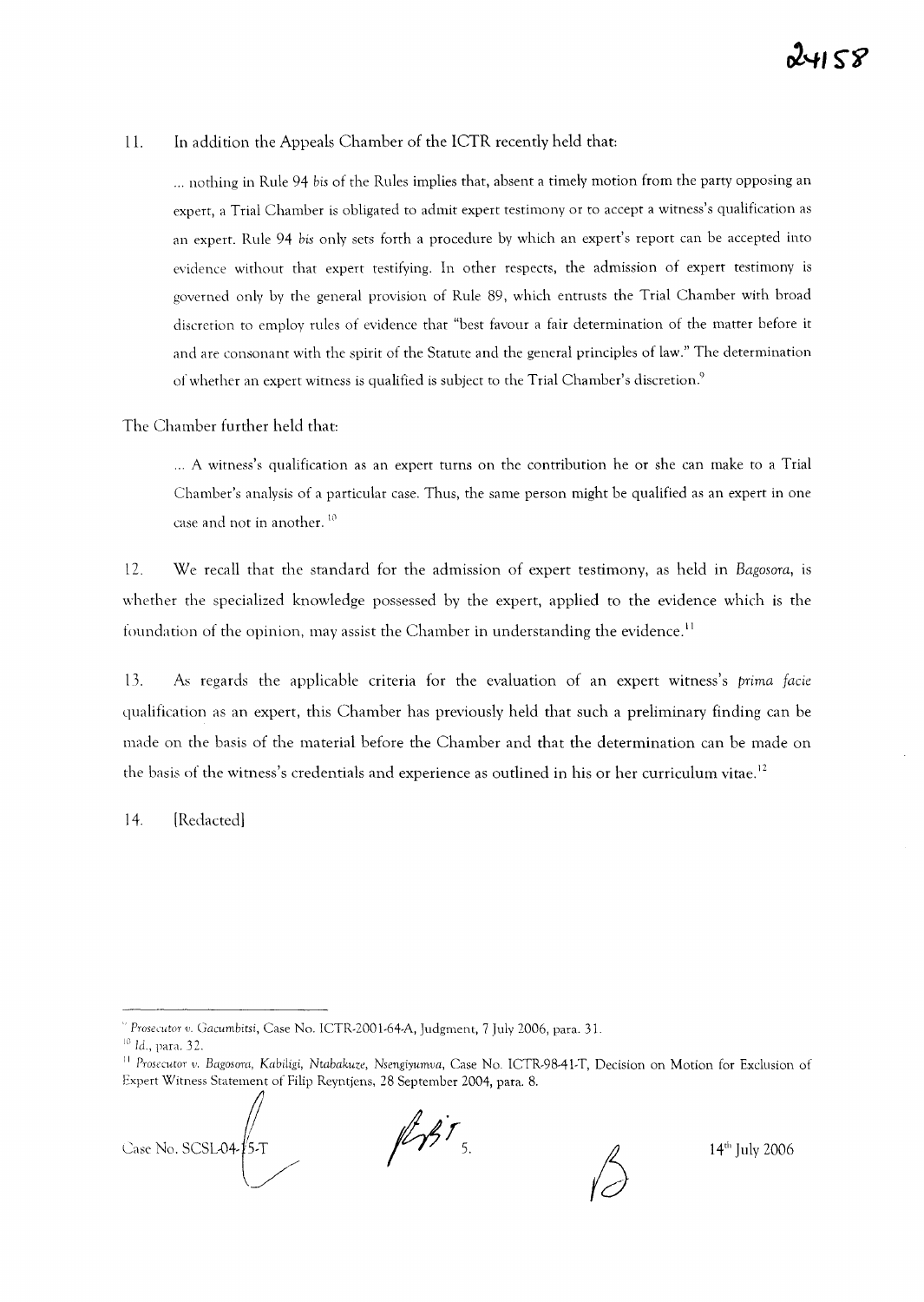11. In addition the Appeals Chamber of the ICTR recently held that:

> ... nothing in Rule 94 *bis* of the Rules implies that, absent a timely motion from the party opposing an expert, a Trial Chamber is obligated to admit expert testimony or to accept a witness's qualification as an expert. Rule 94 *bis* only sets forth a procedure by which an expert's report can be accepted into evidence without that expert testifying. In other respects, the admission of expert testimony is governed only by the general provision of Rule 89, which entrusts the Trial Chamber with broad discretion to employ rules of evidence that "best favour a fair determination of the matter before it and are consonant with the spirit of the Statute and the general principles of law." The determination of whether an expert witness is qualified is subject to the Trial Chamber's discretion.[9]

The Chamber further held that:

> ... A witness's qualification as an expert turns on the contribution he or she can make to a Trial Chamber's analysis of a particular case. Thus, the same person might be qualified as an expert in one case and not in another.[10]

12. We recall that the standard for the admission of expert testimony, as held in *Bagosora*, is whether the specialized knowledge possessed by the expert, applied to the evidence which is the foundation of the opinion, may assist the Chamber in understanding the evidence.[11]

13. As regards the applicable criteria for the evaluation of an expert witness's *prima facie* qualification as an expert, this Chamber has previously held that such a preliminary finding can be made on the basis of the material before the Chamber and that the determination can be made on the basis of the witness's credentials and experience as outlined in his or her curriculum vitae.[12]

14. [Redacted]

---

[9] *Prosecutor v. Gacumbitsi*, Case No. ICTR-2001-64-A, Judgment, 7 July 2006, para. 31.

[10] *Id.*, para. 32.

[11] *Prosecutor v. Bagosora, Kabiligi, Ntabakuze, Nsengiyumva*, Case No. ICTR-98-41-T, Decision on Motion for Exclusion of Expert Witness Statement of Filip Reyntjens, 28 September 2004, para. 8.

Case No. SCSL-04-15-T 14th July 2006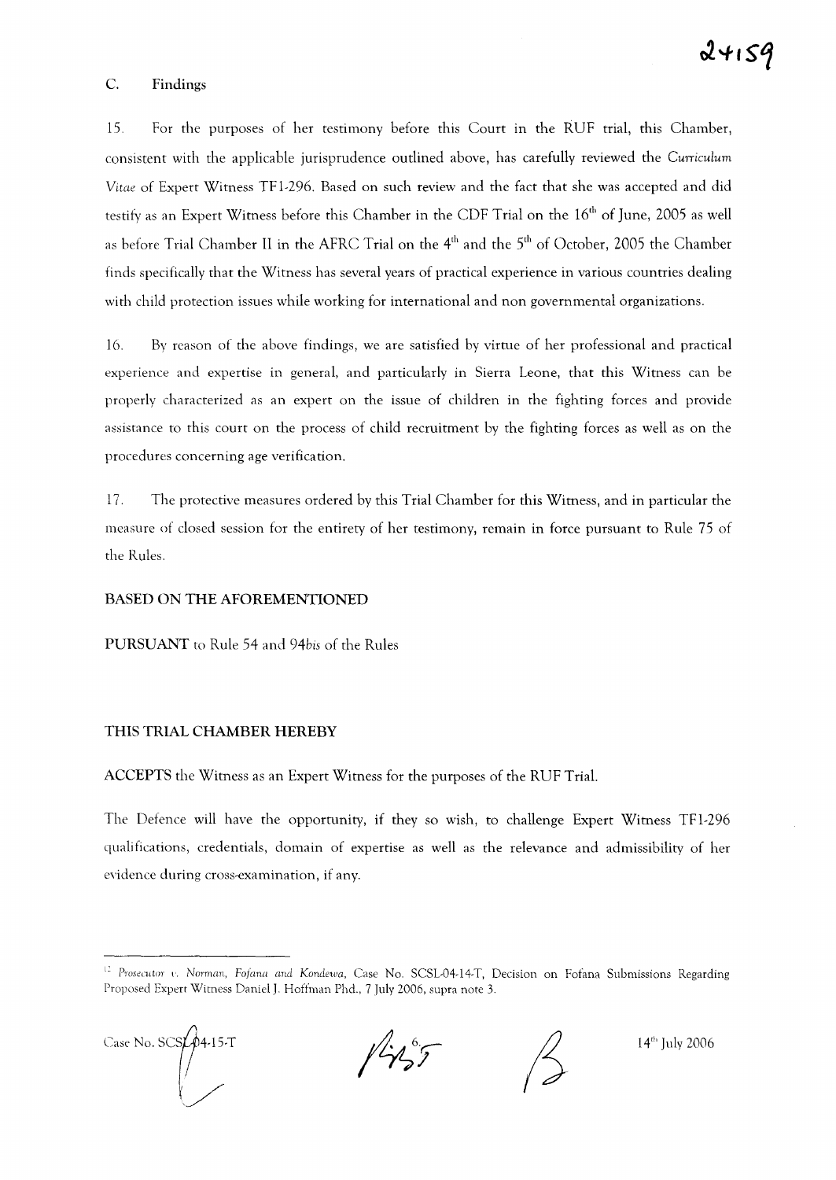## C. Findings

15. For the purposes of her testimony before this Court in the RUF trial, this Chamber, consistent with the applicable jurisprudence outlined above, has carefully reviewed the *Curriculum Vitae* of Expert Witness TF1-296. Based on such review and the fact that she was accepted and did testify as an Expert Witness before this Chamber in the CDF Trial on the 16th of June, 2005 as well as before Trial Chamber II in the AFRC Trial on the 4th and the 5th of October, 2005 the Chamber finds specifically that the Witness has several years of practical experience in various countries dealing with child protection issues while working for international and non governmental organizations.

16. By reason of the above findings, we are satisfied by virtue of her professional and practical experience and expertise in general, and particularly in Sierra Leone, that this Witness can be properly characterized as an expert on the issue of children in the fighting forces and provide assistance to this court on the process of child recruitment by the fighting forces as well as on the procedures concerning age verification.

17. The protective measures ordered by this Trial Chamber for this Witness, and in particular the measure of closed session for the entirety of her testimony, remain in force pursuant to Rule 75 of the Rules.

**BASED ON THE AFOREMENTIONED**

**PURSUANT** to Rule 54 and 94*bis* of the Rules

**THIS TRIAL CHAMBER HEREBY**

**ACCEPTS** the Witness as an Expert Witness for the purposes of the RUF Trial.

The Defence will have the opportunity, if they so wish, to challenge Expert Witness TF1-296 qualifications, credentials, domain of expertise as well as the relevance and admissibility of her evidence during cross-examination, if any.

---

[12] *Prosecutor v. Norman, Fofana and Kondewa*, Case No. SCSL-04-14-T, Decision on Fofana Submissions Regarding Proposed Expert Witness Daniel J. Hoffman Phd., 7 July 2006, supra note 3.

Case No. SCSL-04-15-T

14th July 2006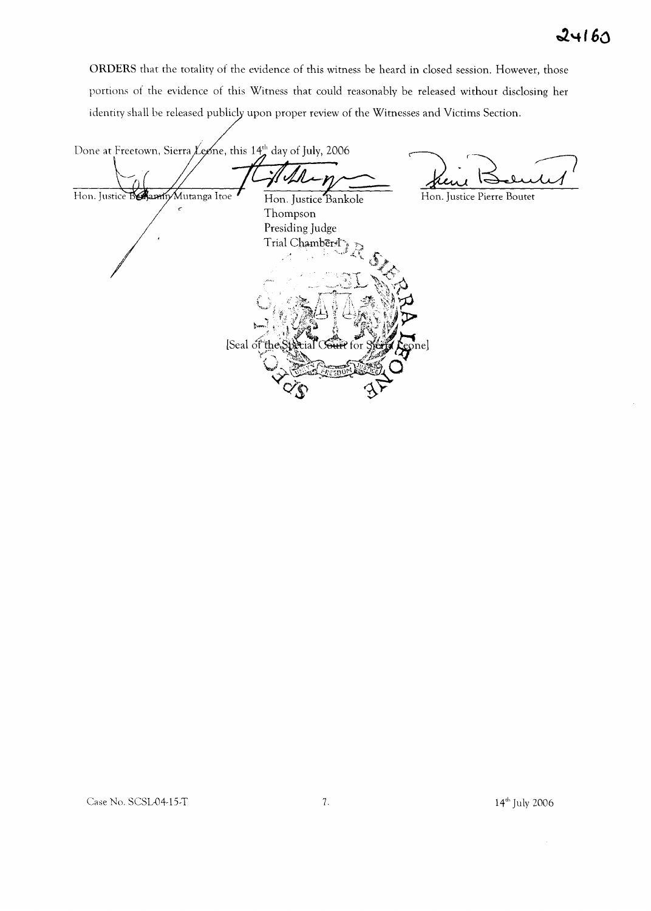24160

**ORDERS** that the totality of the evidence of this witness be heard in closed session. However, those portions of the evidence of this Witness that could reasonably be released without disclosing her identity shall be released publicly upon proper review of the Witnesses and Victims Section.

Done at Freetown, Sierra Leone, this 14th day of July, 2006

Hon. Justice Benjamin Mutanga Itoe

Hon. Justice Bankole Thompson
Presiding Judge
Trial Chamber I

Hon. Justice Pierre Boutet

[Seal of the Special Court for Sierra Leone]

Case No. SCSL-04-15-T

14th July 2006